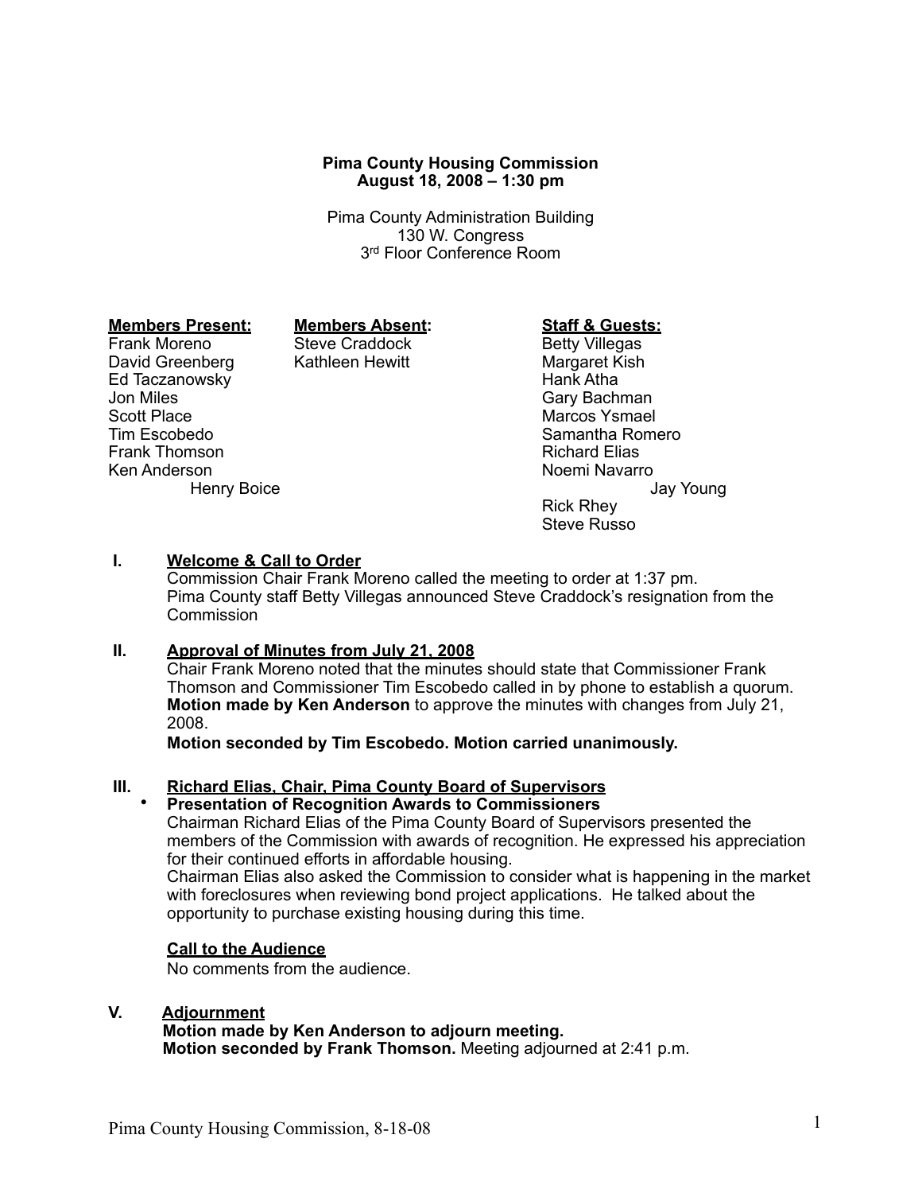**Pima County Housing Commission**
**August 18, 2008 – 1:30 pm**

Pima County Administration Building
130 W. Congress
3rd Floor Conference Room

| **Members Present:** | **Members Absent:** | **Staff & Guests:** |
|---|---|---|
| Frank Moreno | Steve Craddock | Betty Villegas |
| David Greenberg | Kathleen Hewitt | Margaret Kish |
| Ed Taczanowsky | | Hank Atha |
| Jon Miles | | Gary Bachman |
| Scott Place | | Marcos Ysmael |
| Tim Escobedo | | Samantha Romero |
| Frank Thomson | | Richard Elias |
| Ken Anderson | | Noemi Navarro |
| Henry Boice | | Jay Young |
| | | Rick Rhey |
| | | Steve Russo |

## I. Welcome & Call to Order

Commission Chair Frank Moreno called the meeting to order at 1:37 pm.
Pima County staff Betty Villegas announced Steve Craddock's resignation from the Commission

## II. Approval of Minutes from July 21, 2008

Chair Frank Moreno noted that the minutes should state that Commissioner Frank Thomson and Commissioner Tim Escobedo called in by phone to establish a quorum.
**Motion made by Ken Anderson** to approve the minutes with changes from July 21, 2008.
**Motion seconded by Tim Escobedo. Motion carried unanimously.**

## III. Richard Elias, Chair, Pima County Board of Supervisors

- **Presentation of Recognition Awards to Commissioners**

Chairman Richard Elias of the Pima County Board of Supervisors presented the members of the Commission with awards of recognition. He expressed his appreciation for their continued efforts in affordable housing.
Chairman Elias also asked the Commission to consider what is happening in the market with foreclosures when reviewing bond project applications. He talked about the opportunity to purchase existing housing during this time.

### Call to the Audience

No comments from the audience.

## V. Adjournment

**Motion made by Ken Anderson to adjourn meeting.**
**Motion seconded by Frank Thomson.** Meeting adjourned at 2:41 p.m.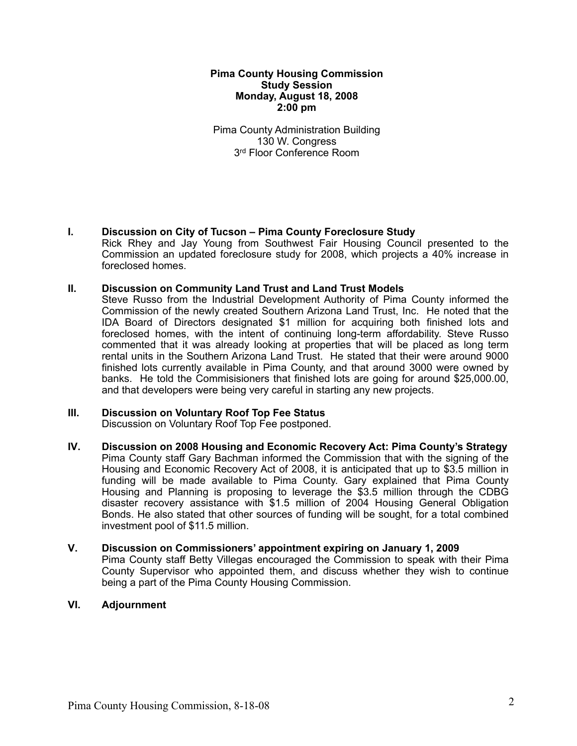**Pima County Housing Commission**
**Study Session**
**Monday, August 18, 2008**
**2:00 pm**

Pima County Administration Building
130 W. Congress
3rd Floor Conference Room

**I. Discussion on City of Tucson – Pima County Foreclosure Study**

Rick Rhey and Jay Young from Southwest Fair Housing Council presented to the Commission an updated foreclosure study for 2008, which projects a 40% increase in foreclosed homes.

**II. Discussion on Community Land Trust and Land Trust Models**

Steve Russo from the Industrial Development Authority of Pima County informed the Commission of the newly created Southern Arizona Land Trust, Inc. He noted that the IDA Board of Directors designated $1 million for acquiring both finished lots and foreclosed homes, with the intent of continuing long-term affordability. Steve Russo commented that it was already looking at properties that will be placed as long term rental units in the Southern Arizona Land Trust. He stated that their were around 9000 finished lots currently available in Pima County, and that around 3000 were owned by banks. He told the Commisisioners that finished lots are going for around $25,000.00, and that developers were being very careful in starting any new projects.

**III. Discussion on Voluntary Roof Top Fee Status**

Discussion on Voluntary Roof Top Fee postponed.

**IV. Discussion on 2008 Housing and Economic Recovery Act: Pima County's Strategy**

Pima County staff Gary Bachman informed the Commission that with the signing of the Housing and Economic Recovery Act of 2008, it is anticipated that up to $3.5 million in funding will be made available to Pima County. Gary explained that Pima County Housing and Planning is proposing to leverage the $3.5 million through the CDBG disaster recovery assistance with $1.5 million of 2004 Housing General Obligation Bonds. He also stated that other sources of funding will be sought, for a total combined investment pool of $11.5 million.

**V. Discussion on Commissioners' appointment expiring on January 1, 2009**

Pima County staff Betty Villegas encouraged the Commission to speak with their Pima County Supervisor who appointed them, and discuss whether they wish to continue being a part of the Pima County Housing Commission.

**VI. Adjournment**